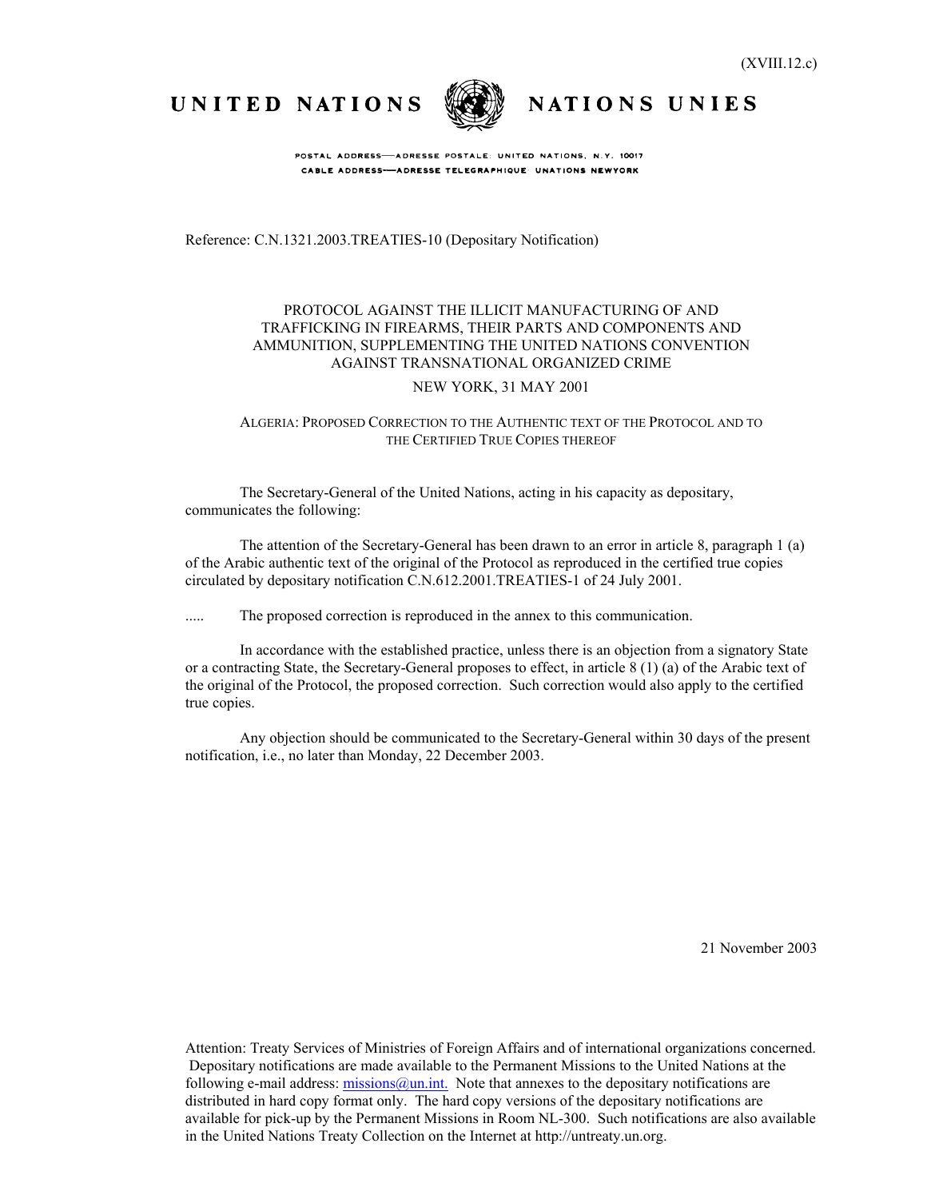(XVIII.12.c)

UNITED NATIONS NATIONS UNIES

POSTAL ADDRESS—ADRESSE POSTALE: UNITED NATIONS, N.Y. 10017
CABLE ADDRESS—ADRESSE TELEGRAPHIQUE: UNATIONS NEWYORK

Reference: C.N.1321.2003.TREATIES-10 (Depositary Notification)

PROTOCOL AGAINST THE ILLICIT MANUFACTURING OF AND TRAFFICKING IN FIREARMS, THEIR PARTS AND COMPONENTS AND AMMUNITION, SUPPLEMENTING THE UNITED NATIONS CONVENTION AGAINST TRANSNATIONAL ORGANIZED CRIME

NEW YORK, 31 MAY 2001

ALGERIA: PROPOSED CORRECTION TO THE AUTHENTIC TEXT OF THE PROTOCOL AND TO THE CERTIFIED TRUE COPIES THEREOF

The Secretary-General of the United Nations, acting in his capacity as depositary, communicates the following:

The attention of the Secretary-General has been drawn to an error in article 8, paragraph 1 (a) of the Arabic authentic text of the original of the Protocol as reproduced in the certified true copies circulated by depositary notification C.N.612.2001.TREATIES-1 of 24 July 2001.

..... The proposed correction is reproduced in the annex to this communication.

In accordance with the established practice, unless there is an objection from a signatory State or a contracting State, the Secretary-General proposes to effect, in article 8 (1) (a) of the Arabic text of the original of the Protocol, the proposed correction. Such correction would also apply to the certified true copies.

Any objection should be communicated to the Secretary-General within 30 days of the present notification, i.e., no later than Monday, 22 December 2003.

21 November 2003

Attention: Treaty Services of Ministries of Foreign Affairs and of international organizations concerned. Depositary notifications are made available to the Permanent Missions to the United Nations at the following e-mail address: missions@un.int. Note that annexes to the depositary notifications are distributed in hard copy format only. The hard copy versions of the depositary notifications are available for pick-up by the Permanent Missions in Room NL-300. Such notifications are also available in the United Nations Treaty Collection on the Internet at http://untreaty.un.org.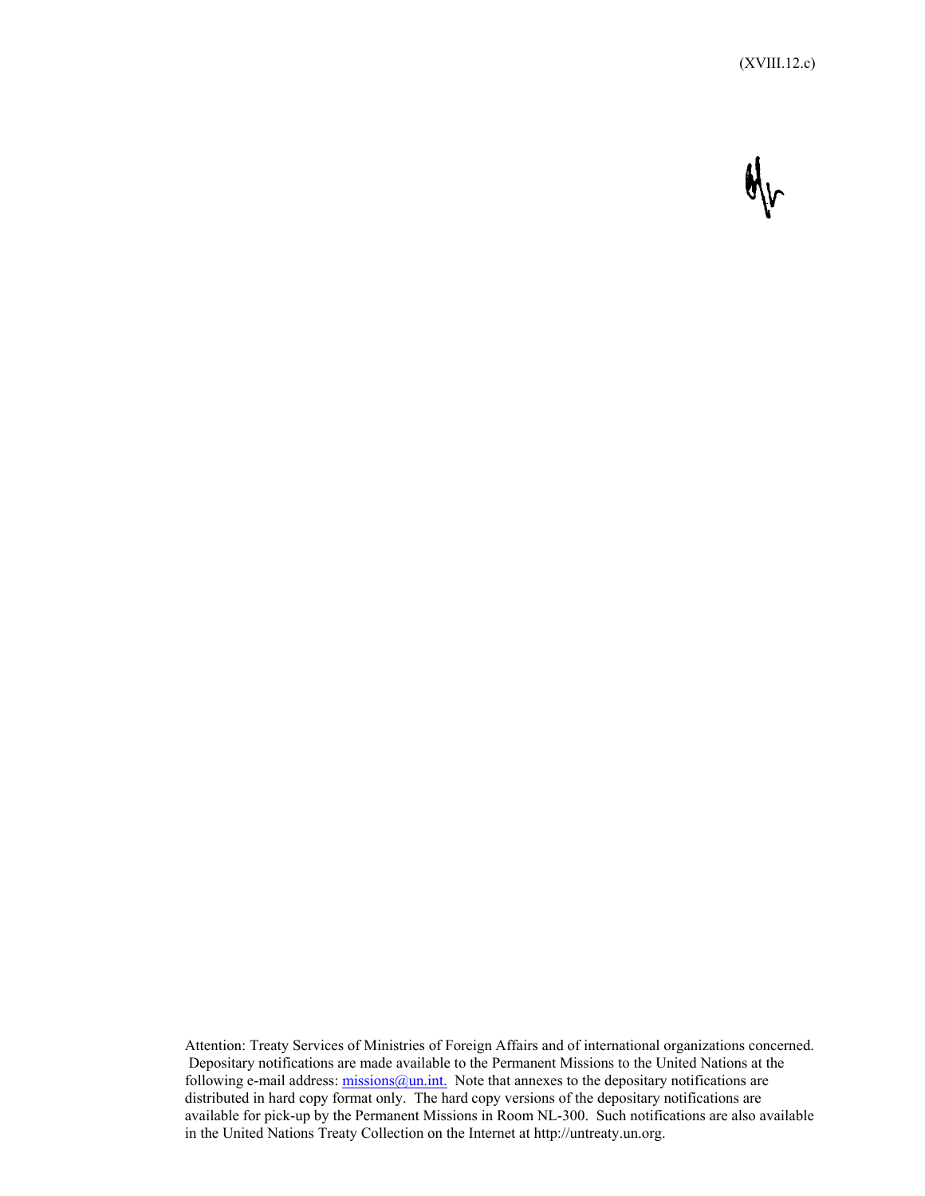(XVIII.12.c)

Attention: Treaty Services of Ministries of Foreign Affairs and of international organizations concerned. Depositary notifications are made available to the Permanent Missions to the United Nations at the following e-mail address: missions@un.int. Note that annexes to the depositary notifications are distributed in hard copy format only. The hard copy versions of the depositary notifications are available for pick-up by the Permanent Missions in Room NL-300. Such notifications are also available in the United Nations Treaty Collection on the Internet at http://untreaty.un.org.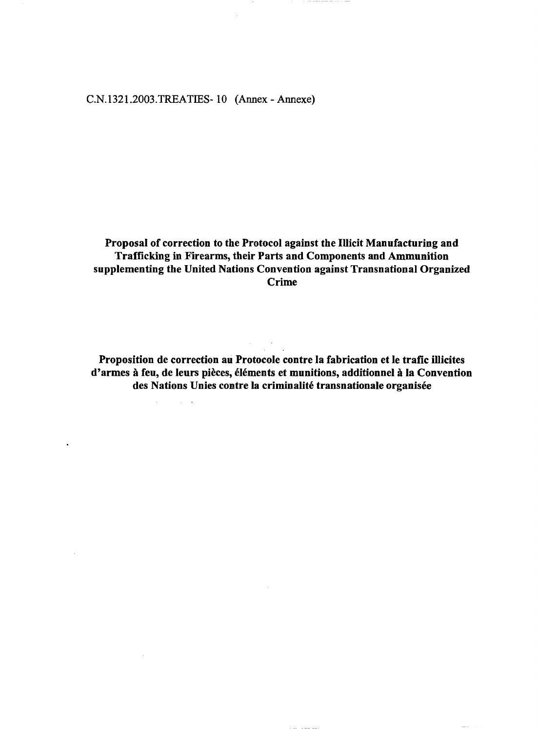C.N.1321.2003.TREATIES- 10 (Annex - Annexe)

**Proposal of correction to the Protocol against the Illicit Manufacturing and Trafficking in Firearms, their Parts and Components and Ammunition supplementing the United Nations Convention against Transnational Organized Crime**

**Proposition de correction au Protocole contre la fabrication et le trafic illicites d'armes à feu, de leurs pièces, éléments et munitions, additionnel à la Convention des Nations Unies contre la criminalité transnationale organisée**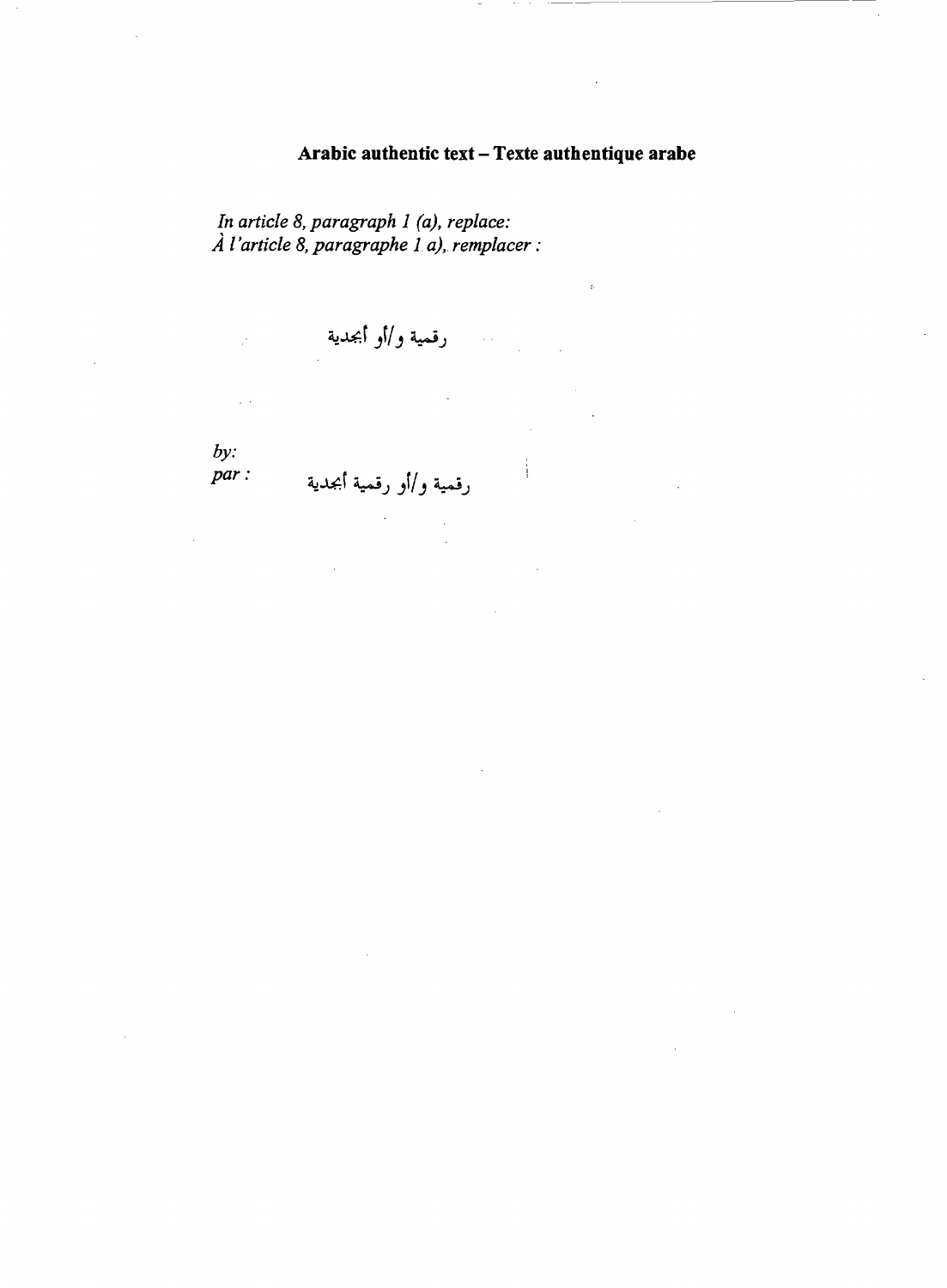**Arabic authentic text – Texte authentique arabe**

*In article 8, paragraph 1 (a), replace:*
*À l'article 8, paragraphe 1 a), remplacer :*

رقمية و/أو أبجدية

*by:*
*par :*

رقمية و/أو رقمية أبجدية